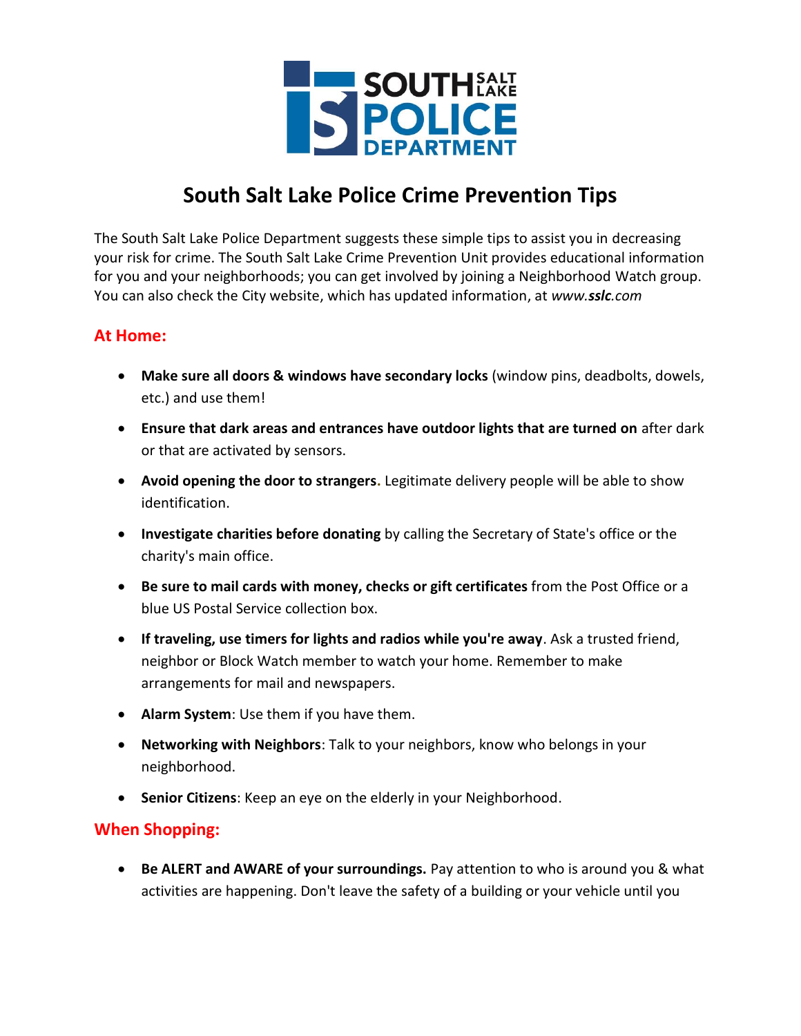# South Salt Lake Police Crime Prevention Tips

The South Salt Lake Police Department suggests these simple tips to assist you in decreasing your risk for crime. The South Salt Lake Crime Prevention Unit provides educational information for you and your neighborhoods; you can get involved by joining a Neighborhood Watch group. You can also check the City website, which has updated information, at *www.**sslc**.com*

## At Home:

- **Make sure all doors & windows have secondary locks** (window pins, deadbolts, dowels, etc.) and use them!
- **Ensure that dark areas and entrances have outdoor lights that are turned on** after dark or that are activated by sensors.
- **Avoid opening the door to strangers.** Legitimate delivery people will be able to show identification.
- **Investigate charities before donating** by calling the Secretary of State's office or the charity's main office.
- **Be sure to mail cards with money, checks or gift certificates** from the Post Office or a blue US Postal Service collection box.
- **If traveling, use timers for lights and radios while you're away**. Ask a trusted friend, neighbor or Block Watch member to watch your home. Remember to make arrangements for mail and newspapers.
- **Alarm System**: Use them if you have them.
- **Networking with Neighbors**: Talk to your neighbors, know who belongs in your neighborhood.
- **Senior Citizens**: Keep an eye on the elderly in your Neighborhood.

## When Shopping:

- **Be ALERT and AWARE of your surroundings.** Pay attention to who is around you & what activities are happening. Don't leave the safety of a building or your vehicle until you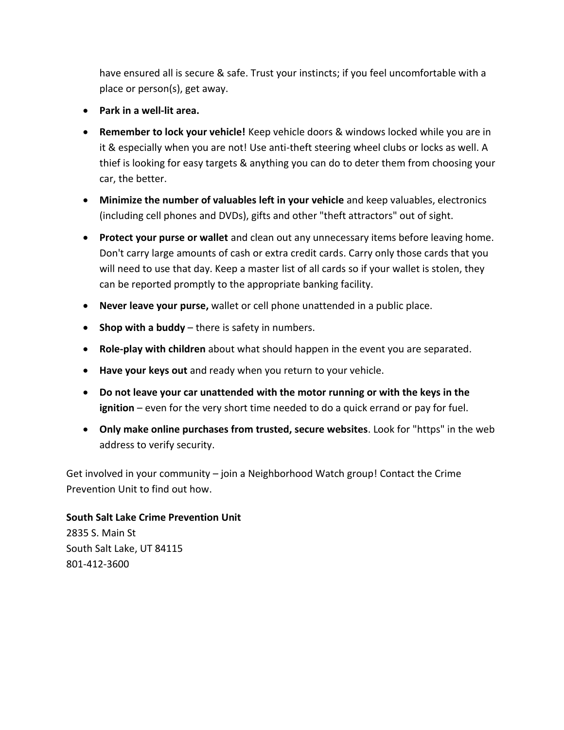have ensured all is secure & safe. Trust your instincts; if you feel uncomfortable with a place or person(s), get away.

- **Park in a well-lit area.**
- **Remember to lock your vehicle!** Keep vehicle doors & windows locked while you are in it & especially when you are not! Use anti-theft steering wheel clubs or locks as well. A thief is looking for easy targets & anything you can do to deter them from choosing your car, the better.
- **Minimize the number of valuables left in your vehicle** and keep valuables, electronics (including cell phones and DVDs), gifts and other "theft attractors" out of sight.
- **Protect your purse or wallet** and clean out any unnecessary items before leaving home. Don't carry large amounts of cash or extra credit cards. Carry only those cards that you will need to use that day. Keep a master list of all cards so if your wallet is stolen, they can be reported promptly to the appropriate banking facility.
- **Never leave your purse,** wallet or cell phone unattended in a public place.
- **Shop with a buddy** – there is safety in numbers.
- **Role-play with children** about what should happen in the event you are separated.
- **Have your keys out** and ready when you return to your vehicle.
- **Do not leave your car unattended with the motor running or with the keys in the ignition** – even for the very short time needed to do a quick errand or pay for fuel.
- **Only make online purchases from trusted, secure websites**. Look for "https" in the web address to verify security.

Get involved in your community – join a Neighborhood Watch group! Contact the Crime Prevention Unit to find out how.

**South Salt Lake Crime Prevention Unit**
2835 S. Main St
South Salt Lake, UT 84115
801-412-3600